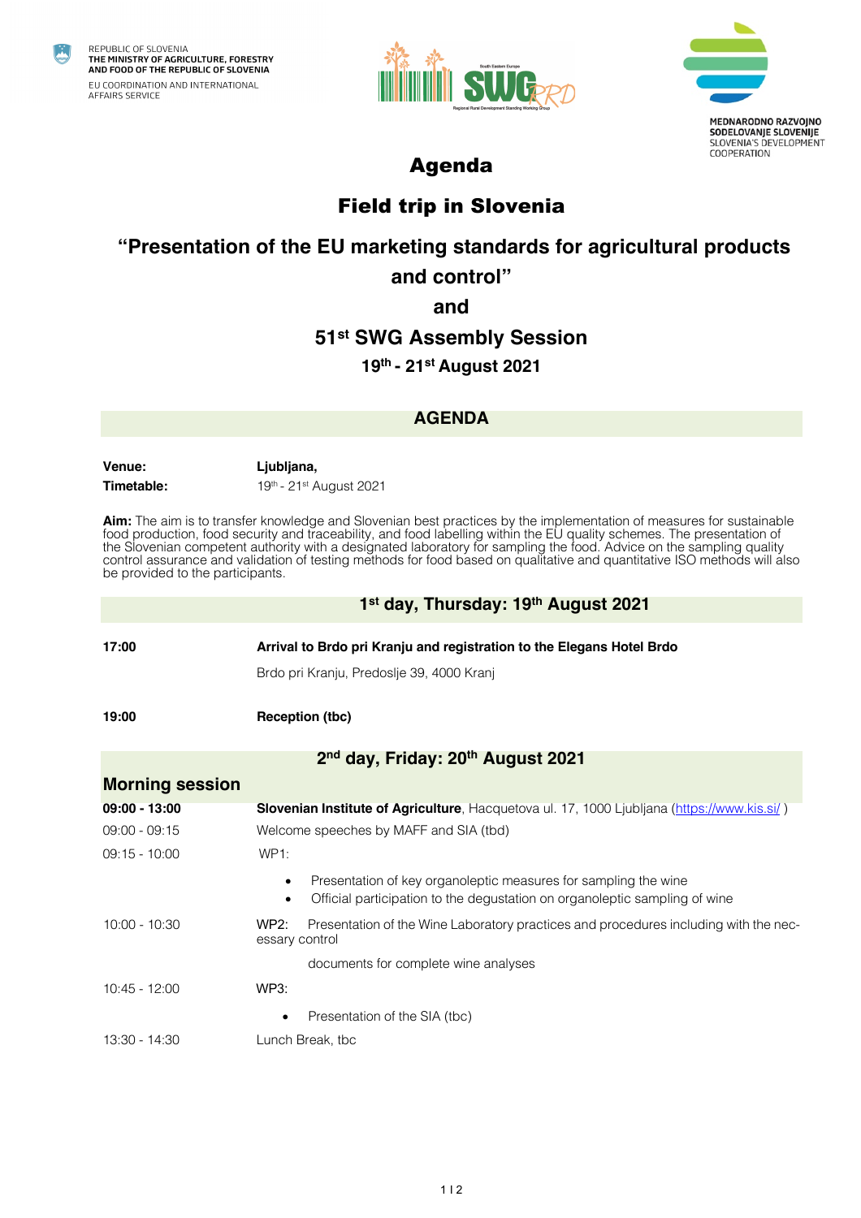REPUBLIC OF SLOVENIA
**THE MINISTRY OF AGRICULTURE, FORESTRY AND FOOD OF THE REPUBLIC OF SLOVENIA**
EU COORDINATION AND INTERNATIONAL AFFAIRS SERVICE

**MEDNARODNO RAZVOJNO SODELOVANJE SLOVENIJE**
SLOVENIA'S DEVELOPMENT COOPERATION

# Agenda

# Field trip in Slovenia

## "Presentation of the EU marketing standards for agricultural products and control"

## and

## 51st SWG Assembly Session

### 19th - 21st August 2021

## AGENDA

| | |
|---|---|
| **Venue:** | **Ljubljana,** |
| **Timetable:** | 19th - 21st August 2021 |

**Aim:** The aim is to transfer knowledge and Slovenian best practices by the implementation of measures for sustainable food production, food security and traceability, and food labelling within the EU quality schemes. The presentation of the Slovenian competent authority with a designated laboratory for sampling the food. Advice on the sampling quality control assurance and validation of testing methods for food based on qualitative and quantitative ISO methods will also be provided to the participants.

### 1st day, Thursday: 19th August 2021

**17:00** — **Arrival to Brdo pri Kranju and registration to the Elegans Hotel Brdo**

Brdo pri Kranju, Predoslje 39, 4000 Kranj

**19:00** — **Reception (tbc)**

### 2nd day, Friday: 20th August 2021

**Morning session**

**09:00 - 13:00** — **Slovenian Institute of Agriculture**, Hacquetova ul. 17, 1000 Ljubljana (https://www.kis.si/ )

09:00 - 09:15 — Welcome speeches by MAFF and SIA (tbd)

09:15 - 10:00 — WP1:

- Presentation of key organoleptic measures for sampling the wine
- Official participation to the degustation on organoleptic sampling of wine

10:00 - 10:30 — WP2: Presentation of the Wine Laboratory practices and procedures including with the necessary control documents for complete wine analyses

10:45 - 12:00 — WP3:

- Presentation of the SIA (tbc)

13:30 - 14:30 — Lunch Break, tbc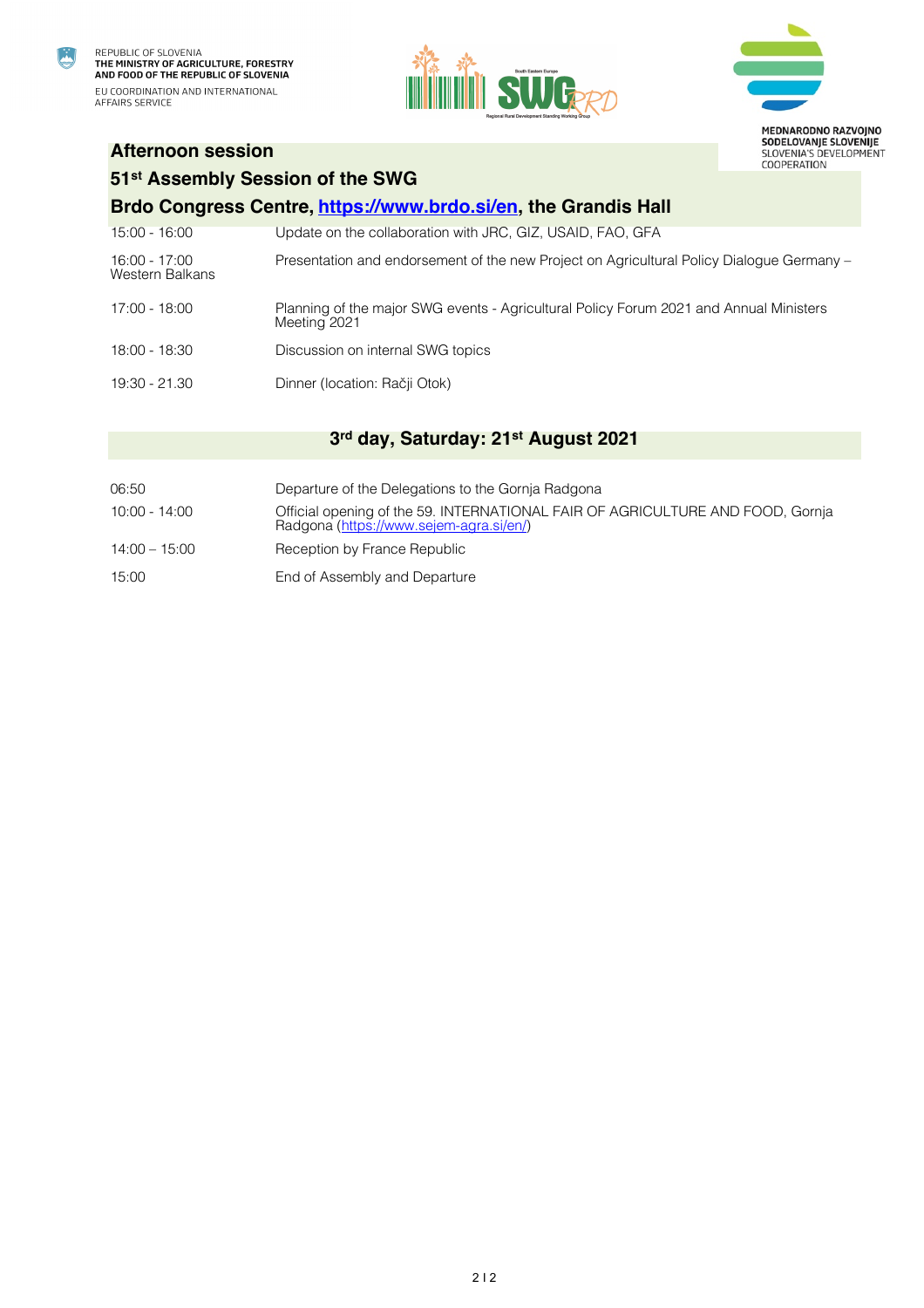REPUBLIC OF SLOVENIA
THE MINISTRY OF AGRICULTURE, FORESTRY AND FOOD OF THE REPUBLIC OF SLOVENIA
EU COORDINATION AND INTERNATIONAL AFFAIRS SERVICE

MEDNARODNO RAZVOJNO SODELOVANJE SLOVENIJE
SLOVENIA'S DEVELOPMENT COOPERATION

## Afternoon session

## 51st Assembly Session of the SWG

## Brdo Congress Centre, [https://www.brdo.si/en](https://www.brdo.si/en), the Grandis Hall

| | |
|---|---|
| 15:00 - 16:00 | Update on the collaboration with JRC, GIZ, USAID, FAO, GFA |
| 16:00 - 17:00 | Presentation and endorsement of the new Project on Agricultural Policy Dialogue Germany – Western Balkans |
| 17:00 - 18:00 | Planning of the major SWG events - Agricultural Policy Forum 2021 and Annual Ministers Meeting 2021 |
| 18:00 - 18:30 | Discussion on internal SWG topics |
| 19:30 - 21.30 | Dinner (location: Rački Otok) |

## 3rd day, Saturday: 21st August 2021

| | |
|---|---|
| 06:50 | Departure of the Delegations to the Gornja Radgona |
| 10:00 - 14:00 | Official opening of the 59. INTERNATIONAL FAIR OF AGRICULTURE AND FOOD, Gornja Radgona ([https://www.sejem-agra.si/en/](https://www.sejem-agra.si/en/)) |
| 14:00 – 15:00 | Reception by France Republic |
| 15:00 | End of Assembly and Departure |